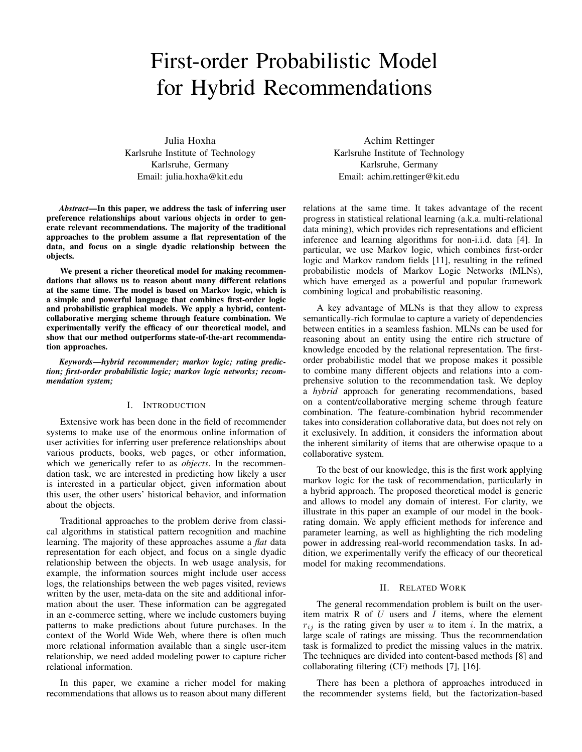# First-order Probabilistic Model for Hybrid Recommendations

Julia Hoxha
Karlsruhe Institute of Technology
Karlsruhe, Germany
Email: julia.hoxha@kit.edu

Achim Rettinger
Karlsruhe Institute of Technology
Karlsruhe, Germany
Email: achim.rettinger@kit.edu

***Abstract*—In this paper, we address the task of inferring user preference relationships about various objects in order to generate relevant recommendations. The majority of the traditional approaches to the problem assume a flat representation of the data, and focus on a single dyadic relationship between the objects.**

**We present a richer theoretical model for making recommendations that allows us to reason about many different relations at the same time. The model is based on Markov logic, which is a simple and powerful language that combines first-order logic and probabilistic graphical models. We apply a hybrid, content-collaborative merging scheme through feature combination. We experimentally verify the efficacy of our theoretical model, and show that our method outperforms state-of-the-art recommendation approaches.**

***Keywords*—*hybrid recommender; markov logic; rating prediction; first-order probabilistic logic; markov logic networks; recommendation system;***

## I. Introduction

Extensive work has been done in the field of recommender systems to make use of the enormous online information of user activities for inferring user preference relationships about various products, books, web pages, or other information, which we generically refer to as *objects*. In the recommendation task, we are interested in predicting how likely a user is interested in a particular object, given information about this user, the other users' historical behavior, and information about the objects.

Traditional approaches to the problem derive from classical algorithms in statistical pattern recognition and machine learning. The majority of these approaches assume a *flat* data representation for each object, and focus on a single dyadic relationship between the objects. In web usage analysis, for example, the information sources might include user access logs, the relationships between the web pages visited, reviews written by the user, meta-data on the site and additional information about the user. These information can be aggregated in an e-commerce setting, where we include customers buying patterns to make predictions about future purchases. In the context of the World Wide Web, where there is often much more relational information available than a single user-item relationship, we need added modeling power to capture richer relational information.

In this paper, we examine a richer model for making recommendations that allows us to reason about many different relations at the same time. It takes advantage of the recent progress in statistical relational learning (a.k.a. multi-relational data mining), which provides rich representations and efficient inference and learning algorithms for non-i.i.d. data [4]. In particular, we use Markov logic, which combines first-order logic and Markov random fields [11], resulting in the refined probabilistic models of Markov Logic Networks (MLNs), which have emerged as a powerful and popular framework combining logical and probabilistic reasoning.

A key advantage of MLNs is that they allow to express semantically-rich formulae to capture a variety of dependencies between entities in a seamless fashion. MLNs can be used for reasoning about an entity using the entire rich structure of knowledge encoded by the relational representation. The first-order probabilistic model that we propose makes it possible to combine many different objects and relations into a comprehensive solution to the recommendation task. We deploy a *hybrid* approach for generating recommendations, based on a content/collaborative merging scheme through feature combination. The feature-combination hybrid recommender takes into consideration collaborative data, but does not rely on it exclusively. In addition, it considers the information about the inherent similarity of items that are otherwise opaque to a collaborative system.

To the best of our knowledge, this is the first work applying markov logic for the task of recommendation, particularly in a hybrid approach. The proposed theoretical model is generic and allows to model any domain of interest. For clarity, we illustrate in this paper an example of our model in the book-rating domain. We apply efficient methods for inference and parameter learning, as well as highlighting the rich modeling power in addressing real-world recommendation tasks. In addition, we experimentally verify the efficacy of our theoretical model for making recommendations.

## II. Related Work

The general recommendation problem is built on the user-item matrix R of $U$ users and $I$ items, where the element $r_{ij}$ is the rating given by user $u$ to item $i$. In the matrix, a large scale of ratings are missing. Thus the recommendation task is formalized to predict the missing values in the matrix. The techniques are divided into content-based methods [8] and collaborating filtering (CF) methods [7], [16].

There has been a plethora of approaches introduced in the recommender systems field, but the factorization-based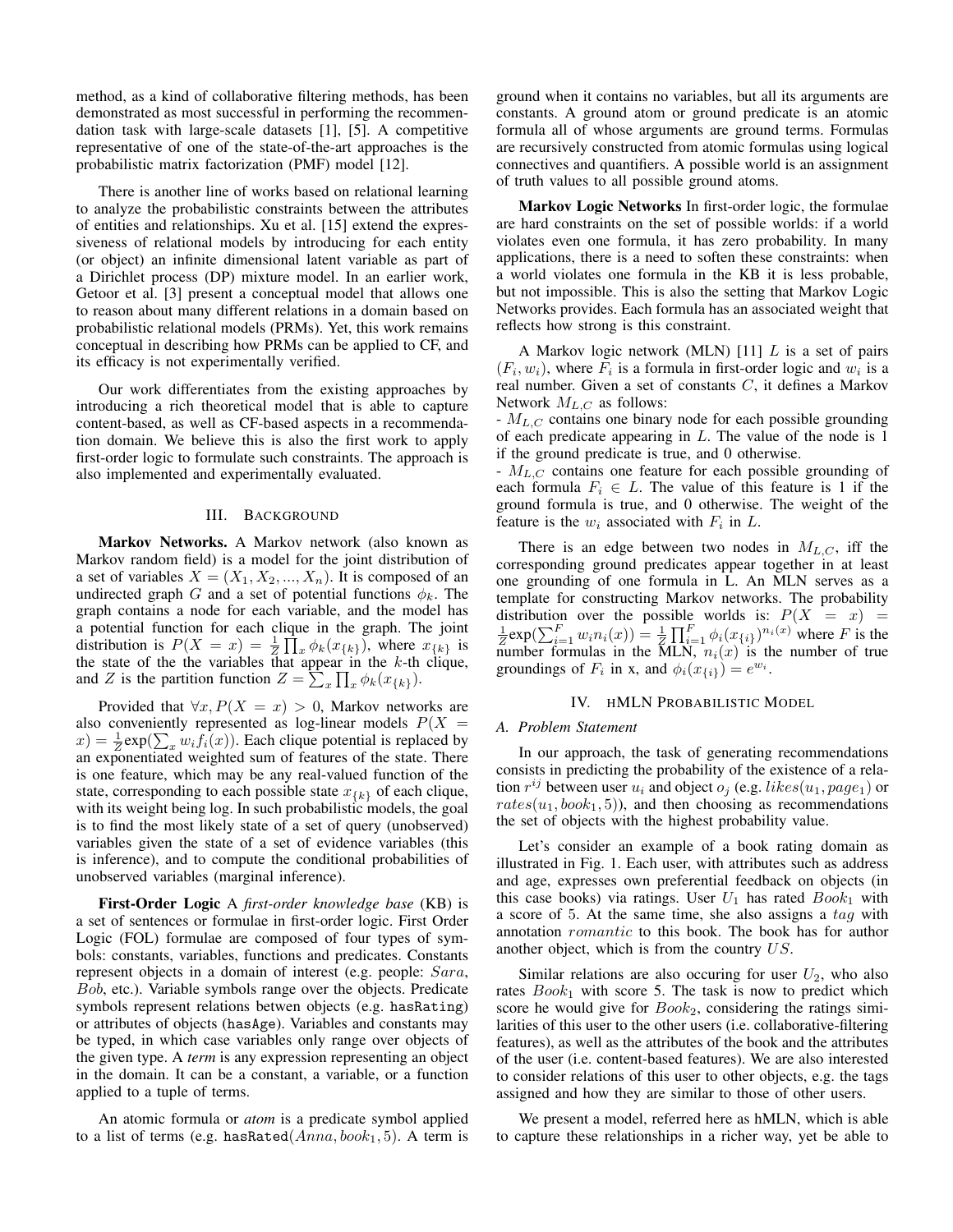method, as a kind of collaborative filtering methods, has been demonstrated as most successful in performing the recommendation task with large-scale datasets [1], [5]. A competitive representative of one of the state-of-the-art approaches is the probabilistic matrix factorization (PMF) model [12].

There is another line of works based on relational learning to analyze the probabilistic constraints between the attributes of entities and relationships. Xu et al. [15] extend the expressiveness of relational models by introducing for each entity (or object) an infinite dimensional latent variable as part of a Dirichlet process (DP) mixture model. In an earlier work, Getoor et al. [3] present a conceptual model that allows one to reason about many different relations in a domain based on probabilistic relational models (PRMs). Yet, this work remains conceptual in describing how PRMs can be applied to CF, and its efficacy is not experimentally verified.

Our work differentiates from the existing approaches by introducing a rich theoretical model that is able to capture content-based, as well as CF-based aspects in a recommendation domain. We believe this is also the first work to apply first-order logic to formulate such constraints. The approach is also implemented and experimentally evaluated.

## III. Background

**Markov Networks.** A Markov network (also known as Markov random field) is a model for the joint distribution of a set of variables $X = (X_1, X_2, ..., X_n)$. It is composed of an undirected graph $G$ and a set of potential functions $\phi_k$. The graph contains a node for each variable, and the model has a potential function for each clique in the graph. The joint distribution is $P(X = x) = \frac{1}{Z}\prod_x \phi_k(x_{\{k\}})$, where $x_{\{k\}}$ is the state of the the variables that appear in the $k$-th clique, and $Z$ is the partition function $Z = \sum_x \prod_x \phi_k(x_{\{k\}})$.

Provided that $\forall x, P(X = x) > 0$, Markov networks are also conveniently represented as log-linear models $P(X = x) = \frac{1}{Z}\exp(\sum_x w_i f_i(x))$. Each clique potential is replaced by an exponentiated weighted sum of features of the state. There is one feature, which may be any real-valued function of the state, corresponding to each possible state $x_{\{k\}}$ of each clique, with its weight being log. In such probabilistic models, the goal is to find the most likely state of a set of query (unobserved) variables given the state of a set of evidence variables (this is inference), and to compute the conditional probabilities of unobserved variables (marginal inference).

**First-Order Logic** A *first-order knowledge base* (KB) is a set of sentences or formulae in first-order logic. First Order Logic (FOL) formulae are composed of four types of symbols: constants, variables, functions and predicates. Constants represent objects in a domain of interest (e.g. people: $Sara$, $Bob$, etc.). Variable symbols range over the objects. Predicate symbols represent relations betwen objects (e.g. hasRating) or attributes of objects (hasAge). Variables and constants may be typed, in which case variables only range over objects of the given type. A *term* is any expression representing an object in the domain. It can be a constant, a variable, or a function applied to a tuple of terms.

An atomic formula or *atom* is a predicate symbol applied to a list of terms (e.g. hasRated$(Anna, book_1, 5)$. A term is ground when it contains no variables, but all its arguments are constants. A ground atom or ground predicate is an atomic formula all of whose arguments are ground terms. Formulas are recursively constructed from atomic formulas using logical connectives and quantifiers. A possible world is an assignment of truth values to all possible ground atoms.

**Markov Logic Networks** In first-order logic, the formulae are hard constraints on the set of possible worlds: if a world violates even one formula, it has zero probability. In many applications, there is a need to soften these constraints: when a world violates one formula in the KB it is less probable, but not impossible. This is also the setting that Markov Logic Networks provides. Each formula has an associated weight that reflects how strong is this constraint.

A Markov logic network (MLN) [11] $L$ is a set of pairs $(F_i, w_i)$, where $F_i$ is a formula in first-order logic and $w_i$ is a real number. Given a set of constants $C$, it defines a Markov Network $M_{L,C}$ as follows:

- $M_{L,C}$ contains one binary node for each possible grounding of each predicate appearing in $L$. The value of the node is 1 if the ground predicate is true, and 0 otherwise.
- $M_{L,C}$ contains one feature for each possible grounding of each formula $F_i \in L$. The value of this feature is 1 if the ground formula is true, and 0 otherwise. The weight of the feature is the $w_i$ associated with $F_i$ in $L$.

There is an edge between two nodes in $M_{L,C}$, iff the corresponding ground predicates appear together in at least one grounding of one formula in L. An MLN serves as a template for constructing Markov networks. The probability distribution over the possible worlds is: $P(X = x) = \frac{1}{Z}\exp(\sum_{i=1}^{F} w_i n_i(x)) = \frac{1}{Z}\prod_{i=1}^{F}\phi_i(x_{\{i\}})^{n_i(x)}$ where $F$ is the number formulas in the MLN, $n_i(x)$ is the number of true groundings of $F_i$ in x, and $\phi_i(x_{\{i\}}) = e^{w_i}$.

## IV. hMLN Probabilistic Model

### A. Problem Statement

In our approach, the task of generating recommendations consists in predicting the probability of the existence of a relation $r^{ij}$ between user $u_i$ and object $o_j$ (e.g. $likes(u_1, page_1)$ or $rates(u_1, book_1, 5)$), and then choosing as recommendations the set of objects with the highest probability value.

Let's consider an example of a book rating domain as illustrated in Fig. 1. Each user, with attributes such as address and age, expresses own preferential feedback on objects (in this case books) via ratings. User $U_1$ has rated $Book_1$ with a score of 5. At the same time, she also assigns a $tag$ with annotation $romantic$ to this book. The book has for author another object, which is from the country $US$.

Similar relations are also occuring for user $U_2$, who also rates $Book_1$ with score 5. The task is now to predict which score he would give for $Book_2$, considering the ratings similarities of this user to the other users (i.e. collaborative-filtering features), as well as the attributes of the book and the attributes of the user (i.e. content-based features). We are also interested to consider relations of this user to other objects, e.g. the tags assigned and how they are similar to those of other users.

We present a model, referred here as hMLN, which is able to capture these relationships in a richer way, yet be able to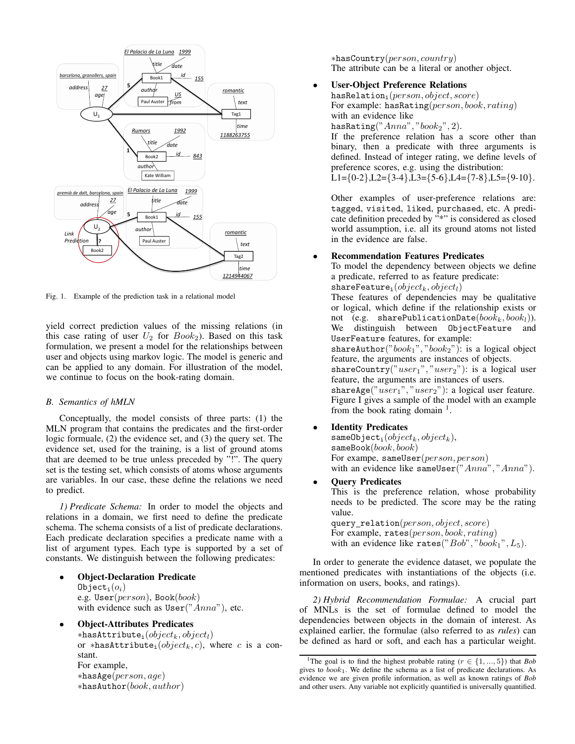Fig. 1. Example of the prediction task in a relational model

yield correct prediction values of the missing relations (in this case rating of user $U_2$ for $Book_2$). Based on this task formulation, we present a model for the relationships between user and objects using markov logic. The model is generic and can be applied to any domain. For illustration of the model, we continue to focus on the book-rating domain.

### B. Semantics of hMLN

Conceptually, the model consists of three parts: (1) the MLN program that contains the predicates and the first-order logic formuale, (2) the evidence set, and (3) the query set. The evidence set, used for the training, is a list of ground atoms that are deemed to be true unless preceded by "!". The query set is the testing set, which consists of atoms whose arguments are variables. In our case, these define the relations we need to predict.

*1) Predicate Schema:* In order to model the objects and relations in a domain, we first need to define the predicate schema. The schema consists of a list of predicate declarations. Each predicate declaration specifies a predicate name with a list of argument types. Each type is supported by a set of constants. We distinguish between the following predicates:

- **Object-Declaration Predicate**
  $\texttt{Object}_\texttt{i}(o_i)$
  e.g. $\texttt{User}(person)$, $\texttt{Book}(book)$
  with evidence such as $\texttt{User}("Anna")$, etc.
- **Object-Attributes Predicates**
  $*\texttt{hasAttribute}_\texttt{i}(object_k, object_l)$
  or $*\texttt{hasAttribute}_\texttt{i}(object_k, c)$, where $c$ is a constant.
  For example,
  $*\texttt{hasAge}(person, age)$
  $*\texttt{hasAuthor}(book, author)$
  $*\texttt{hasCountry}(person, country)$
  The attribute can be a literal or another object.
- **User-Object Preference Relations**
  $\texttt{hasRelation}_\texttt{i}(person, object, score)$
  For example: $\texttt{hasRating}(person, book, rating)$
  with an evidence like
  $\texttt{hasRating}("Anna", "book_2", 2)$.
  If the preference relation has a score other than binary, then a predicate with three arguments is defined. Instead of integer rating, we define levels of preference scores, e.g. using the distribution:
  L1={0-2},L2={3-4},L3={5-6},L4={7-8},L5={9-10}.

  Other examples of user-preference relations are: `tagged`, `visited`, `liked`, `purchased`, etc. A predicate definition preceded by "*" is considered as closed world assumption, i.e. all its ground atoms not listed in the evidence are false.
- **Recommendation Features Predicates**
  To model the dependency between objects we define a predicate, referred to as feature predicate:
  $\texttt{shareFeature}_\texttt{i}(object_k, object_l)$
  These features of dependencies may be qualitative or logical, which define if the relationship exists or not (e.g. $\texttt{sharePublicationDate}(book_k, book_l)$). We distinguish between `ObjectFeature` and `UserFeature` features, for example:
  $\texttt{shareAuthor}("book_1", "book_2")$: is a logical object feature, the arguments are instances of objects.
  $\texttt{shareCountry}("user_1", "user_2")$: is a logical user feature, the arguments are instances of users.
  $\texttt{shareAge}("user_1", "user_2")$: a logical user feature.
  Figure I gives a sample of the model with an example from the book rating domain [1].
- **Identity Predicates**
  $\texttt{sameObject}_\texttt{i}(object_k, object_k)$,
  $\texttt{sameBook}(book, book)$
  For exampe, $\texttt{sameUser}(person, person)$
  with an evidence like $\texttt{sameUser}("Anna", "Anna")$.
- **Query Predicates**
  This is the preference relation, whose probability needs to be predicted. The score may be the rating value.
  $\texttt{query\_relation}(person, object, score)$
  For example, $\texttt{rates}(person, book, rating)$
  with an evidence like $\texttt{rates}("Bob", "book_1", L_5)$.

In order to generate the evidence dataset, we populate the mentioned predicates with instantiations of the objects (i.e. information on users, books, and ratings).

*2) Hybrid Recommendation Formulae:* A crucial part of MNLs is the set of formulae defined to model the dependencies between objects in the domain of interest. As explained earlier, the formulae (also referred to as *rules*) can be defined as hard or soft, and each has a particular weight.

[1]The goal is to find the highest probable rating ($r \in \{1, ..., 5\}$) that *Bob* gives to *book*$_1$. We define the schema as a list of predicate declarations. As evidence we are given profile information, as well as known ratings of *Bob* and other users. Any variable not explicitly quantified is universally quantified.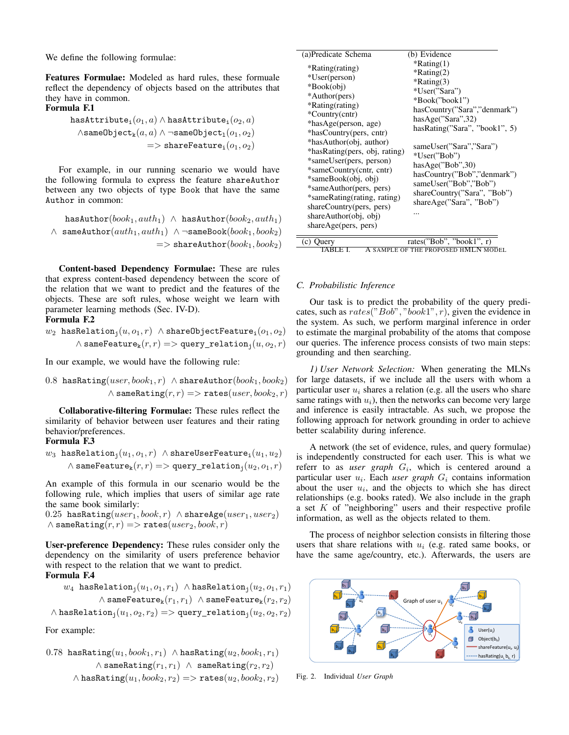We define the following formulae:

**Features Formulae:** Modeled as hard rules, these formuale reflect the dependency of objects based on the attributes that they have in common.

**Formula F.1**

$$\texttt{hasAttribute}_\texttt{i}(o_1, a) \wedge \texttt{hasAttribute}_\texttt{i}(o_2, a) \wedge \texttt{sameObject}_\texttt{k}(a, a) \wedge \neg\texttt{sameObject}_\texttt{i}(o_1, o_2) => \texttt{shareFeature}_\texttt{i}(o_1, o_2)$$

For example, in our running scenario we would have the following formula to express the feature shareAuthor between any two objects of type Book that have the same Author in common:

$$\texttt{hasAuthor}(book_1, auth_1) \wedge \texttt{hasAuthor}(book_2, auth_1) \wedge \texttt{sameAuthor}(auth_1, auth_1) \wedge \neg\texttt{sameBook}(book_1, book_2) => \texttt{shareAuthor}(book_1, book_2)$$

**Content-based Dependency Formulae:** These are rules that express content-based dependency between the score of the relation that we want to predict and the features of the objects. These are soft rules, whose weight we learn with parameter learning methods (Sec. IV-D).

**Formula F.2**

$$w_2\ \texttt{hasRelation}_\texttt{j}(u, o_1, r) \wedge \texttt{shareObjectFeature}_\texttt{i}(o_1, o_2) \wedge \texttt{sameFeature}_\texttt{k}(r, r) => \texttt{query\_relation}_\texttt{j}(u, o_2, r)$$

In our example, we would have the following rule:

$$0.8\ \texttt{hasRating}(user, book_1, r) \wedge \texttt{shareAuthor}(book_1, book_2) \wedge \texttt{sameRating}(r, r) => \texttt{rates}(user, book_2, r)$$

**Collaborative-filtering Formulae:** These rules reflect the similarity of behavior between user features and their rating behavior/preferences.

**Formula F.3**

$$w_3\ \texttt{hasRelation}_\texttt{j}(u_1, o_1, r) \wedge \texttt{shareUserFeature}_\texttt{i}(u_1, u_2) \wedge \texttt{sameFeature}_\texttt{k}(r, r) => \texttt{query\_relation}_\texttt{j}(u_2, o_1, r)$$

An example of this formula in our scenario would be the following rule, which implies that users of similar age rate the same book similarly:

$0.25\ \texttt{hasRating}(user_1, book, r) \wedge \texttt{shareAge}(user_1, user_2) \wedge \texttt{sameRating}(r, r) => \texttt{rates}(user_2, book, r)$

**User-preference Dependency:** These rules consider only the dependency on the similarity of users preference behavior with respect to the relation that we want to predict.

**Formula F.4**

$$w_4\ \texttt{hasRelation}_\texttt{j}(u_1, o_1, r_1) \wedge \texttt{hasRelation}_\texttt{j}(u_2, o_1, r_1) \wedge \texttt{sameFeature}_\texttt{k}(r_1, r_1) \wedge \texttt{sameFeature}_\texttt{k}(r_2, r_2) \wedge \texttt{hasRelation}_\texttt{j}(u_1, o_2, r_2) => \texttt{query\_relation}_\texttt{j}(u_2, o_2, r_2)$$

For example:

$$0.78\ \texttt{hasRating}(u_1, book_1, r_1) \wedge \texttt{hasRating}(u_2, book_1, r_1) \wedge \texttt{sameRating}(r_1, r_1) \wedge \texttt{sameRating}(r_2, r_2) \wedge \texttt{hasRating}(u_1, book_2, r_2) => \texttt{rates}(u_2, book_2, r_2)$$

| (a)Predicate Schema | (b) Evidence |
|---|---|
| *Rating(rating) | *Rating(1) |
| *User(person) | *Rating(2) |
| *Book(obj) | *Rating(3) |
| *Author(pers) | *User("Sara") |
| *Rating(rating) | *Book("book1") |
| *Country(cntr) | hasCountry("Sara","denmark") |
| *hasAge(person, age) | hasAge("Sara",32) |
| *hasCountry(pers, cntr) | hasRating("Sara", "book1", 5) |
| *hasAuthor(obj, author) | |
| *hasRating(pers, obj, rating) | sameUser("Sara","Sara") |
| *sameUser(pers, person) | *User("Bob") |
| *sameCountry(cntr, cntr) | hasAge("Bob",30) |
| *sameBook(obj, obj) | hasCountry("Bob","denmark") |
| *sameAuthor(pers, pers) | sameUser("Bob","Bob") |
| *sameRating(rating, rating) | shareCountry("Sara", "Bob") |
| shareCountry(pers, pers) | shareAge("Sara", "Bob") |
| shareAuthor(obj, obj) | ... |
| shareAge(pers, pers) | |
| (c) Query | rates("Bob", "book1", r) |

TABLE I. A SAMPLE OF THE PROPOSED HMLN MODEL

### C. Probabilistic Inference

Our task is to predict the probability of the query predicates, such as $rates("Bob", "book1", r)$, given the evidence in the system. As such, we perform marginal inference in order to estimate the marginal probability of the atoms that compose our queries. The inference process consists of two main steps: grounding and then searching.

*1) User Network Selection:* When generating the MLNs for large datasets, if we include all the users with whom a particular user $u_i$ shares a relation (e.g. all the users who share same ratings with $u_i$), then the networks can become very large and inference is easily intractable. As such, we propose the following approach for network grounding in order to achieve better scalability during inference.

A network (the set of evidence, rules, and query formulae) is independently constructed for each user. This is what we referr to as *user graph* $G_i$, which is centered around a particular user $u_i$. Each *user graph* $G_i$ contains information about the user $u_i$, and the objects to which she has direct relationships (e.g. books rated). We also include in the graph a set $K$ of "neighboring" users and their respective profile information, as well as the objects related to them.

The process of neighbor selection consists in filtering those users that share relations with $u_i$ (e.g. rated same books, or have the same age/country, etc.). Afterwards, the users are

Fig. 2. Individual *User Graph*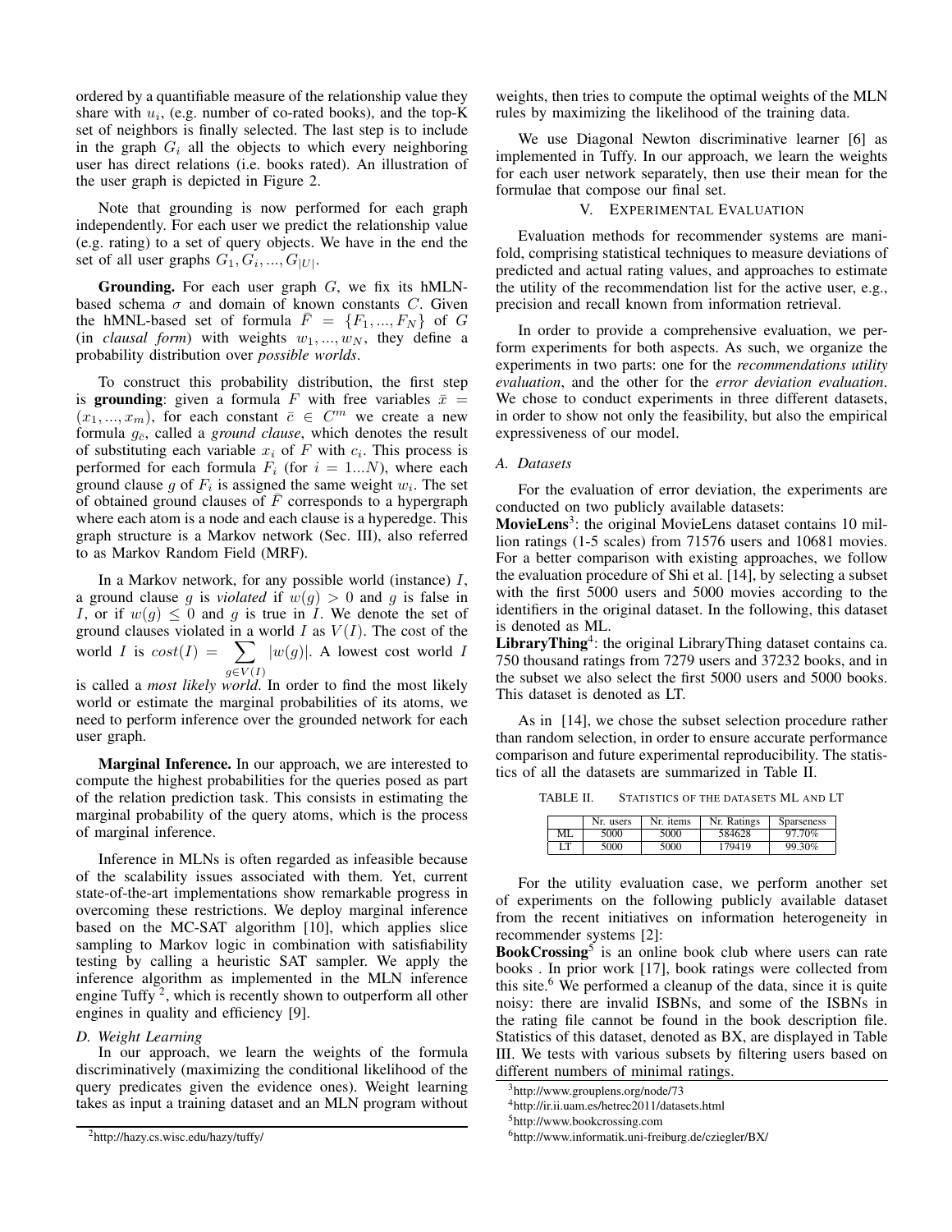ordered by a quantifiable measure of the relationship value they share with $u_i$, (e.g. number of co-rated books), and the top-K set of neighbors is finally selected. The last step is to include in the graph $G_i$ all the objects to which every neighboring user has direct relations (i.e. books rated). An illustration of the user graph is depicted in Figure 2.

Note that grounding is now performed for each graph independently. For each user we predict the relationship value (e.g. rating) to a set of query objects. We have in the end the set of all user graphs $G_1, G_i, ..., G_{|U|}$.

**Grounding.** For each user graph $G$, we fix its hMLN-based schema $\sigma$ and domain of known constants $C$. Given the hMNL-based set of formula $\bar{F} = \{F_1, ..., F_N\}$ of $G$ (in *clausal form*) with weights $w_1, ..., w_N$, they define a probability distribution over *possible worlds*.

To construct this probability distribution, the first step is **grounding**: given a formula $F$ with free variables $\bar{x} = (x_1, ..., x_m)$, for each constant $\bar{c} \in C^m$ we create a new formula $g_{\bar{c}}$, called a *ground clause*, which denotes the result of substituting each variable $x_i$ of $F$ with $c_i$. This process is performed for each formula $F_i$ (for $i = 1...N$), where each ground clause $g$ of $F_i$ is assigned the same weight $w_i$. The set of obtained ground clauses of $\bar{F}$ corresponds to a hypergraph where each atom is a node and each clause is a hyperedge. This graph structure is a Markov network (Sec. III), also referred to as Markov Random Field (MRF).

In a Markov network, for any possible world (instance) $I$, a ground clause $g$ is *violated* if $w(g) > 0$ and $g$ is false in $I$, or if $w(g) \leq 0$ and $g$ is true in $I$. We denote the set of ground clauses violated in a world $I$ as $V(I)$. The cost of the world $I$ is $cost(I) = \sum_{g \in V(I)} |w(g)|$. A lowest cost world $I$ is called a *most likely world*. In order to find the most likely world or estimate the marginal probabilities of its atoms, we need to perform inference over the grounded network for each user graph.

**Marginal Inference.** In our approach, we are interested to compute the highest probabilities for the queries posed as part of the relation prediction task. This consists in estimating the marginal probability of the query atoms, which is the process of marginal inference.

Inference in MLNs is often regarded as infeasible because of the scalability issues associated with them. Yet, current state-of-the-art implementations show remarkable progress in overcoming these restrictions. We deploy marginal inference based on the MC-SAT algorithm [10], which applies slice sampling to Markov logic in combination with satisfiability testing by calling a heuristic SAT sampler. We apply the inference algorithm as implemented in the MLN inference engine Tuffy [2], which is recently shown to outperform all other engines in quality and efficiency [9].

### D. Weight Learning

In our approach, we learn the weights of the formula discriminatively (maximizing the conditional likelihood of the query predicates given the evidence ones). Weight learning takes as input a training dataset and an MLN program without weights, then tries to compute the optimal weights of the MLN rules by maximizing the likelihood of the training data.

We use Diagonal Newton discriminative learner [6] as implemented in Tuffy. In our approach, we learn the weights for each user network separately, then use their mean for the formulae that compose our final set.

## V. Experimental Evaluation

Evaluation methods for recommender systems are manifold, comprising statistical techniques to measure deviations of predicted and actual rating values, and approaches to estimate the utility of the recommendation list for the active user, e.g., precision and recall known from information retrieval.

In order to provide a comprehensive evaluation, we perform experiments for both aspects. As such, we organize the experiments in two parts: one for the *recommendations utility evaluation*, and the other for the *error deviation evaluation*. We chose to conduct experiments in three different datasets, in order to show not only the feasibility, but also the empirical expressiveness of our model.

### A. Datasets

For the evaluation of error deviation, the experiments are conducted on two publicly available datasets:

**MovieLens**[3]: the original MovieLens dataset contains 10 million ratings (1-5 scales) from 71576 users and 10681 movies. For a better comparison with existing approaches, we follow the evaluation procedure of Shi et al. [14], by selecting a subset with the first 5000 users and 5000 movies according to the identifiers in the original dataset. In the following, this dataset is denoted as ML.

**LibraryThing**[4]: the original LibraryThing dataset contains ca. 750 thousand ratings from 7279 users and 37232 books, and in the subset we also select the first 5000 users and 5000 books. This dataset is denoted as LT.

As in [14], we chose the subset selection procedure rather than random selection, in order to ensure accurate performance comparison and future experimental reproducibility. The statistics of all the datasets are summarized in Table II.

TABLE II. Statistics of the datasets ML and LT

| | Nr. users | Nr. items | Nr. Ratings | Sparseness |
|---|---|---|---|---|
| ML | 5000 | 5000 | 584628 | 97.70% |
| LT | 5000 | 5000 | 179419 | 99.30% |

For the utility evaluation case, we perform another set of experiments on the following publicly available dataset from the recent initiatives on information heterogeneity in recommender systems [2]:

**BookCrossing**[5] is an online book club where users can rate books . In prior work [17], book ratings were collected from this site.[6] We performed a cleanup of the data, since it is quite noisy: there are invalid ISBNs, and some of the ISBNs in the rating file cannot be found in the book description file. Statistics of this dataset, denoted as BX, are displayed in Table III. We tests with various subsets by filtering users based on different numbers of minimal ratings.

[2]http://hazy.cs.wisc.edu/hazy/tuffy/

[3]http://www.grouplens.org/node/73

[4]http://ir.ii.uam.es/hetrec2011/datasets.html

[5]http://www.bookcrossing.com

[6]http://www.informatik.uni-freiburg.de/cziegler/BX/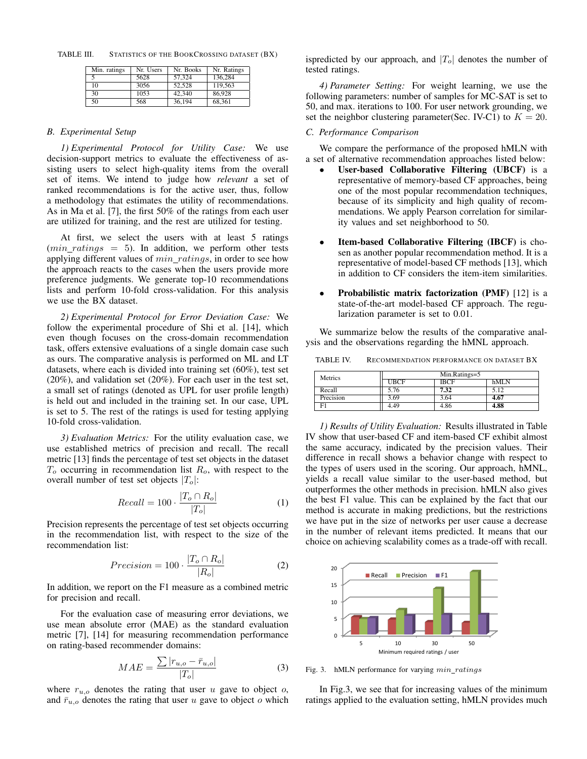TABLE III. STATISTICS OF THE BOOKCROSSING DATASET (BX)

| Min. ratings | Nr. Users | Nr. Books | Nr. Ratings |
|---|---|---|---|
| 5 | 5628 | 57,324 | 136,284 |
| 10 | 3056 | 52,528 | 119,563 |
| 30 | 1053 | 42,340 | 86,928 |
| 50 | 568 | 36,194 | 68,361 |

### B. Experimental Setup

*1) Experimental Protocol for Utility Case:* We use decision-support metrics to evaluate the effectiveness of assisting users to select high-quality items from the overall set of items. We intend to judge how *relevant* a set of ranked recommendations is for the active user, thus, follow a methodology that estimates the utility of recommendations. As in Ma et al. [7], the first 50% of the ratings from each user are utilized for training, and the rest are utilized for testing.

At first, we select the users with at least 5 ratings ($min\_ratings = 5$). In addition, we perform other tests applying different values of $min\_ratings$, in order to see how the approach reacts to the cases when the users provide more preference judgments. We generate top-10 recommendations lists and perform 10-fold cross-validation. For this analysis we use the BX dataset.

*2) Experimental Protocol for Error Deviation Case:* We follow the experimental procedure of Shi et al. [14], which even though focuses on the cross-domain recommendation task, offers extensive evaluations of a single domain case such as ours. The comparative analysis is performed on ML and LT datasets, where each is divided into training set (60%), test set (20%), and validation set (20%). For each user in the test set, a small set of ratings (denoted as UPL for user profile length) is held out and included in the training set. In our case, UPL is set to 5. The rest of the ratings is used for testing applying 10-fold cross-validation.

*3) Evaluation Metrics:* For the utility evaluation case, we use established metrics of precision and recall. The recall metric [13] finds the percentage of test set objects in the dataset $T_o$ occurring in recommendation list $R_o$, with respect to the overall number of test set objects $|T_o|$:

$$Recall = 100 \cdot \frac{|T_o \cap R_o|}{|T_o|} \tag{1}$$

Precision represents the percentage of test set objects occurring in the recommendation list, with respect to the size of the recommendation list:

$$Precision = 100 \cdot \frac{|T_o \cap R_o|}{|R_o|} \tag{2}$$

In addition, we report on the F1 measure as a combined metric for precision and recall.

For the evaluation case of measuring error deviations, we use mean absolute error (MAE) as the standard evaluation metric [7], [14] for measuring recommendation performance on rating-based recommender domains:

$$MAE = \frac{\sum |r_{u,o} - \bar{r}_{u,o}|}{|T_o|} \tag{3}$$

where $r_{u,o}$ denotes the rating that user $u$ gave to object $o$, and $\bar{r}_{u,o}$ denotes the rating that user $u$ gave to object $o$ which ispredicted by our approach, and $|T_o|$ denotes the number of tested ratings.

*4) Parameter Setting:* For weight learning, we use the following parameters: number of samples for MC-SAT is set to 50, and max. iterations to 100. For user network grounding, we set the neighbor clustering parameter(Sec. IV-C1) to $K = 20$.

### C. Performance Comparison

We compare the performance of the proposed hMLN with a set of alternative recommendation approaches listed below:

- **User-based Collaborative Filtering (UBCF)** is a representative of memory-based CF approaches, being one of the most popular recommendation techniques, because of its simplicity and high quality of recommendations. We apply Pearson correlation for similarity values and set neighborhood to 50.
- **Item-based Collaborative Filtering (IBCF)** is chosen as another popular recommendation method. It is a representative of model-based CF methods [13], which in addition to CF considers the item-item similarities.
- **Probabilistic matrix factorization (PMF)** [12] is a state-of-the-art model-based CF approach. The regularization parameter is set to 0.01.

We summarize below the results of the comparative analysis and the observations regarding the hMNL approach.

TABLE IV. RECOMMENDATION PERFORMANCE ON DATASET BX

| Metrics | Min.Ratings=5 | | |
|---|---|---|---|
| | UBCF | IBCF | hMLN |
| Recall | 5.76 | **7.32** | 5.12 |
| Precision | 3.69 | 3.64 | **4.67** |
| F1 | 4.49 | 4.86 | **4.88** |

*1) Results of Utility Evaluation:* Results illustrated in Table IV show that user-based CF and item-based CF exhibit almost the same accuracy, indicated by the precision values. Their difference in recall shows a behavior change with respect to the types of users used in the scoring. Our approach, hMNL, yields a recall value similar to the user-based method, but outperformes the other methods in precision. hMLN also gives the best F1 value. This can be explained by the fact that our method is accurate in making predictions, but the restrictions we have put in the size of networks per user cause a decrease in the number of relevant items predicted. It means that our choice on achieving scalability comes as a trade-off with recall.

Fig. 3. hMLN performance for varying $min\_ratings$

In Fig.3, we see that for increasing values of the minimum ratings applied to the evaluation setting, hMLN provides much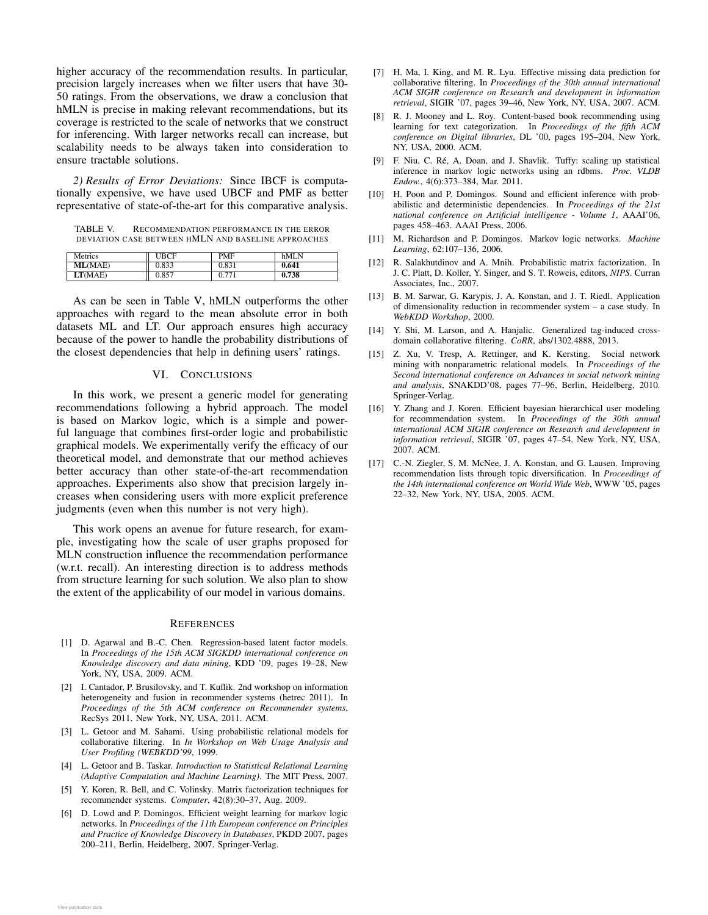higher accuracy of the recommendation results. In particular, precision largely increases when we filter users that have 30-50 ratings. From the observations, we draw a conclusion that hMLN is precise in making relevant recommendations, but its coverage is restricted to the scale of networks that we construct for inferencing. With larger networks recall can increase, but scalability needs to be always taken into consideration to ensure tractable solutions.

*2) Results of Error Deviations:* Since IBCF is computationally expensive, we have used UBCF and PMF as better representative of state-of-the-art for this comparative analysis.

TABLE V. RECOMMENDATION PERFORMANCE IN THE ERROR DEVIATION CASE BETWEEN HMLN AND BASELINE APPROACHES

| Metrics | UBCF | PMF | hMLN |
|---|---|---|---|
| **ML**(MAE) | 0.833 | 0.831 | **0.641** |
| **LT**(MAE) | 0.857 | 0.771 | **0.738** |

As can be seen in Table V, hMLN outperforms the other approaches with regard to the mean absolute error in both datasets ML and LT. Our approach ensures high accuracy because of the power to handle the probability distributions of the closest dependencies that help in defining users' ratings.

## VI. CONCLUSIONS

In this work, we present a generic model for generating recommendations following a hybrid approach. The model is based on Markov logic, which is a simple and powerful language that combines first-order logic and probabilistic graphical models. We experimentally verify the efficacy of our theoretical model, and demonstrate that our method achieves better accuracy than other state-of-the-art recommendation approaches. Experiments also show that precision largely increases when considering users with more explicit preference judgments (even when this number is not very high).

This work opens an avenue for future research, for example, investigating how the scale of user graphs proposed for MLN construction influence the recommendation performance (w.r.t. recall). An interesting direction is to address methods from structure learning for such solution. We also plan to show the extent of the applicability of our model in various domains.

## REFERENCES

[1] D. Agarwal and B.-C. Chen. Regression-based latent factor models. In *Proceedings of the 15th ACM SIGKDD international conference on Knowledge discovery and data mining*, KDD '09, pages 19–28, New York, NY, USA, 2009. ACM.

[2] I. Cantador, P. Brusilovsky, and T. Kuflik. 2nd workshop on information heterogeneity and fusion in recommender systems (hetrec 2011). In *Proceedings of the 5th ACM conference on Recommender systems*, RecSys 2011, New York, NY, USA, 2011. ACM.

[3] L. Getoor and M. Sahami. Using probabilistic relational models for collaborative filtering. In *In Workshop on Web Usage Analysis and User Profiling (WEBKDD'99*, 1999.

[4] L. Getoor and B. Taskar. *Introduction to Statistical Relational Learning (Adaptive Computation and Machine Learning)*. The MIT Press, 2007.

[5] Y. Koren, R. Bell, and C. Volinsky. Matrix factorization techniques for recommender systems. *Computer*, 42(8):30–37, Aug. 2009.

[6] D. Lowd and P. Domingos. Efficient weight learning for markov logic networks. In *Proceedings of the 11th European conference on Principles and Practice of Knowledge Discovery in Databases*, PKDD 2007, pages 200–211, Berlin, Heidelberg, 2007. Springer-Verlag.

[7] H. Ma, I. King, and M. R. Lyu. Effective missing data prediction for collaborative filtering. In *Proceedings of the 30th annual international ACM SIGIR conference on Research and development in information retrieval*, SIGIR '07, pages 39–46, New York, NY, USA, 2007. ACM.

[8] R. J. Mooney and L. Roy. Content-based book recommending using learning for text categorization. In *Proceedings of the fifth ACM conference on Digital libraries*, DL '00, pages 195–204, New York, NY, USA, 2000. ACM.

[9] F. Niu, C. Ré, A. Doan, and J. Shavlik. Tuffy: scaling up statistical inference in markov logic networks using an rdbms. *Proc. VLDB Endow.*, 4(6):373–384, Mar. 2011.

[10] H. Poon and P. Domingos. Sound and efficient inference with probabilistic and deterministic dependencies. In *Proceedings of the 21st national conference on Artificial intelligence - Volume 1*, AAAI'06, pages 458–463. AAAI Press, 2006.

[11] M. Richardson and P. Domingos. Markov logic networks. *Machine Learning*, 62:107–136, 2006.

[12] R. Salakhutdinov and A. Mnih. Probabilistic matrix factorization. In J. C. Platt, D. Koller, Y. Singer, and S. T. Roweis, editors, *NIPS*. Curran Associates, Inc., 2007.

[13] B. M. Sarwar, G. Karypis, J. A. Konstan, and J. T. Riedl. Application of dimensionality reduction in recommender system – a case study. In *WebKDD Workshop*, 2000.

[14] Y. Shi, M. Larson, and A. Hanjalic. Generalized tag-induced cross-domain collaborative filtering. *CoRR*, abs/1302.4888, 2013.

[15] Z. Xu, V. Tresp, A. Rettinger, and K. Kersting. Social network mining with nonparametric relational models. In *Proceedings of the Second international conference on Advances in social network mining and analysis*, SNAKDD'08, pages 77–96, Berlin, Heidelberg, 2010. Springer-Verlag.

[16] Y. Zhang and J. Koren. Efficient bayesian hierarchical user modeling for recommendation system. In *Proceedings of the 30th annual international ACM SIGIR conference on Research and development in information retrieval*, SIGIR '07, pages 47–54, New York, NY, USA, 2007. ACM.

[17] C.-N. Ziegler, S. M. McNee, J. A. Konstan, and G. Lausen. Improving recommendation lists through topic diversification. In *Proceedings of the 14th international conference on World Wide Web*, WWW '05, pages 22–32, New York, NY, USA, 2005. ACM.